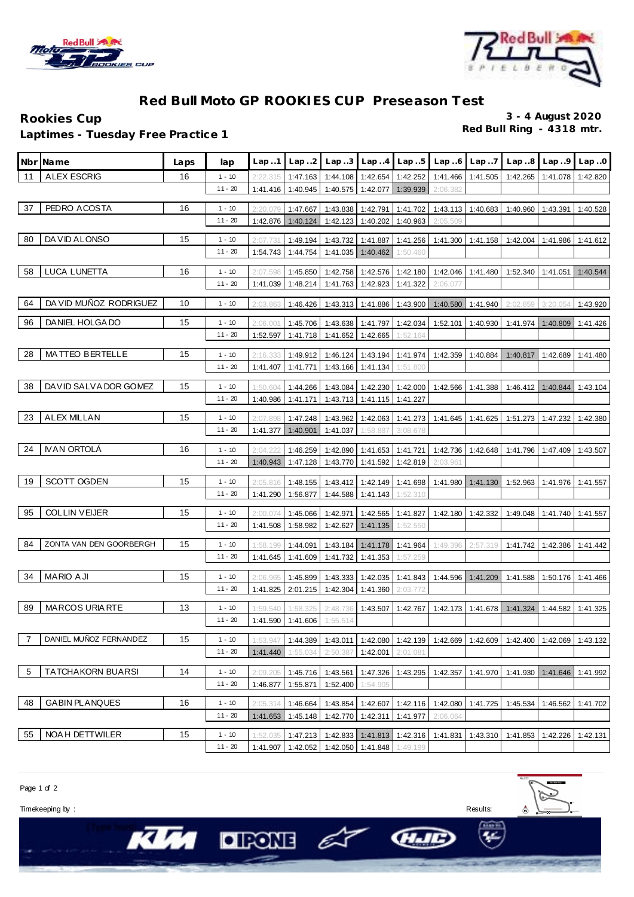# Red Bull Moto GP ROOKIES CUP Preseason Test

**Rookies Cup**

**Laptimes - Tuesday Free Practice 1**

**3 - 4 August 2020**

**Red Bull Ring - 4318 mtr.**

| Nbr | Name | Laps | lap | Lap ..1 | Lap ..2 | Lap ..3 | Lap ..4 | Lap ..5 | Lap ..6 | Lap ..7 | Lap ..8 | Lap ..9 | Lap ..0 |
|---|---|---|---|---|---|---|---|---|---|---|---|---|---|
| 11 | ALEX ESCRIG | 16 | 1 - 10 | 2:22.315 | 1:47.163 | 1:44.108 | 1:42.654 | 1:42.252 | 1:41.466 | 1:41.505 | 1:42.265 | 1:41.078 | 1:42.820 |
| | | | 11 - 20 | 1:41.416 | 1:40.945 | 1:40.575 | 1:42.077 | 1:39.939 | 2:06.382 | | | | |
| 37 | PEDRO ACOSTA | 16 | 1 - 10 | 2:20.079 | 1:47.667 | 1:43.838 | 1:42.791 | 1:41.702 | 1:43.113 | 1:40.683 | 1:40.960 | 1:43.391 | 1:40.528 |
| | | | 11 - 20 | 1:42.876 | 1:40.124 | 1:42.123 | 1:40.202 | 1:40.963 | 2:05.509 | | | | |
| 80 | DAVID ALONSO | 15 | 1 - 10 | 2:07.731 | 1:49.194 | 1:43.732 | 1:41.887 | 1:41.256 | 1:41.300 | 1:41.158 | 1:42.004 | 1:41.986 | 1:41.612 |
| | | | 11 - 20 | 1:54.743 | 1:44.754 | 1:41.035 | 1:40.462 | 1:50.460 | | | | | |
| 58 | LUCA LUNETTA | 16 | 1 - 10 | 2:07.598 | 1:45.850 | 1:42.758 | 1:42.576 | 1:42.180 | 1:42.046 | 1:41.480 | 1:52.340 | 1:41.051 | 1:40.544 |
| | | | 11 - 20 | 1:41.039 | 1:48.214 | 1:41.763 | 1:42.923 | 1:41.322 | 2:06.077 | | | | |
| 64 | DAVID MUÑOZ RODRIGUEZ | 10 | 1 - 10 | 2:03.863 | 1:46.426 | 1:43.313 | 1:41.886 | 1:43.900 | 1:40.580 | 1:41.940 | 2:02.859 | 3:20.054 | 1:43.920 |
| 96 | DANIEL HOLGADO | 15 | 1 - 10 | 2:06.001 | 1:45.706 | 1:43.638 | 1:41.797 | 1:42.034 | 1:52.101 | 1:40.930 | 1:41.974 | 1:40.809 | 1:41.426 |
| | | | 11 - 20 | 1:52.597 | 1:41.718 | 1:41.652 | 1:42.665 | 1:52.164 | | | | | |
| 28 | MATTEO BERTELLE | 15 | 1 - 10 | 2:16.333 | 1:49.912 | 1:46.124 | 1:43.194 | 1:41.974 | 1:42.359 | 1:40.884 | 1:40.817 | 1:42.689 | 1:41.480 |
| | | | 11 - 20 | 1:41.407 | 1:41.771 | 1:43.166 | 1:41.134 | 1:51.800 | | | | | |
| 38 | DAVID SALVADOR GOMEZ | 15 | 1 - 10 | 1:50.604 | 1:44.266 | 1:43.084 | 1:42.230 | 1:42.000 | 1:42.566 | 1:41.388 | 1:46.412 | 1:40.844 | 1:43.104 |
| | | | 11 - 20 | 1:40.986 | 1:41.171 | 1:43.713 | 1:41.115 | 1:41.227 | | | | | |
| 23 | ALEX MILLAN | 15 | 1 - 10 | 2:07.898 | 1:47.248 | 1:43.962 | 1:42.063 | 1:41.273 | 1:41.645 | 1:41.625 | 1:51.273 | 1:47.232 | 1:42.380 |
| | | | 11 - 20 | 1:41.377 | 1:40.901 | 1:41.037 | 1:58.887 | 3:08.678 | | | | | |
| 24 | IVAN ORTOLÁ | 16 | 1 - 10 | 2:04.222 | 1:46.259 | 1:42.890 | 1:41.653 | 1:41.721 | 1:42.736 | 1:42.648 | 1:41.796 | 1:47.409 | 1:43.507 |
| | | | 11 - 20 | 1:40.943 | 1:47.128 | 1:43.770 | 1:41.592 | 1:42.819 | 2:03.961 | | | | |
| 19 | SCOTT OGDEN | 15 | 1 - 10 | 2:05.816 | 1:48.155 | 1:43.412 | 1:42.149 | 1:41.698 | 1:41.980 | 1:41.130 | 1:52.963 | 1:41.976 | 1:41.557 |
| | | | 11 - 20 | 1:41.290 | 1:56.877 | 1:44.588 | 1:41.143 | 1:52.310 | | | | | |
| 95 | COLLIN VEIJER | 15 | 1 - 10 | 2:00.074 | 1:45.066 | 1:42.971 | 1:42.565 | 1:41.827 | 1:42.180 | 1:42.332 | 1:49.048 | 1:41.740 | 1:41.557 |
| | | | 11 - 20 | 1:41.508 | 1:58.982 | 1:42.627 | 1:41.135 | 1:52.550 | | | | | |
| 84 | ZONTA VAN DEN GOORBERGH | 15 | 1 - 10 | 1:58.199 | 1:44.091 | 1:43.184 | 1:41.178 | 1:41.964 | 1:49.396 | 2:57.319 | 1:41.742 | 1:42.386 | 1:41.442 |
| | | | 11 - 20 | 1:41.645 | 1:41.609 | 1:41.732 | 1:41.353 | 1:57.259 | | | | | |
| 34 | MARIO AJI | 15 | 1 - 10 | 2:06.965 | 1:45.899 | 1:43.333 | 1:42.035 | 1:41.843 | 1:44.596 | 1:41.209 | 1:41.588 | 1:50.176 | 1:41.466 |
| | | | 11 - 20 | 1:41.825 | 2:01.215 | 1:42.304 | 1:41.360 | 2:03.772 | | | | | |
| 89 | MARCOS URIARTE | 13 | 1 - 10 | 1:59.540 | 1:58.325 | 2:48.736 | 1:43.507 | 1:42.767 | 1:42.173 | 1:41.678 | 1:41.324 | 1:44.582 | 1:41.325 |
| | | | 11 - 20 | 1:41.590 | 1:41.606 | 1:55.514 | | | | | | | |
| 7 | DANIEL MUÑOZ FERNANDEZ | 15 | 1 - 10 | 1:53.947 | 1:44.389 | 1:43.011 | 1:42.080 | 1:42.139 | 1:42.669 | 1:42.609 | 1:42.400 | 1:42.069 | 1:43.132 |
| | | | 11 - 20 | 1:41.440 | 1:55.034 | 2:50.387 | 1:42.001 | 2:01.081 | | | | | |
| 5 | TATCHAKORN BUARSI | 14 | 1 - 10 | 2:09.205 | 1:45.716 | 1:43.561 | 1:47.326 | 1:43.295 | 1:42.357 | 1:41.970 | 1:41.930 | 1:41.646 | 1:41.992 |
| | | | 11 - 20 | 1:46.877 | 1:55.871 | 1:52.400 | 1:54.905 | | | | | | |
| 48 | GABIN PLANQUES | 16 | 1 - 10 | 2:05.314 | 1:46.664 | 1:43.854 | 1:42.607 | 1:42.116 | 1:42.080 | 1:41.725 | 1:45.534 | 1:46.562 | 1:41.702 |
| | | | 11 - 20 | 1:41.653 | 1:45.148 | 1:42.770 | 1:42.311 | 1:41.977 | 2:06.064 | | | | |
| 55 | NOAH DETTWILER | 15 | 1 - 10 | 1:52.035 | 1:47.213 | 1:42.833 | 1:41.813 | 1:42.316 | 1:41.831 | 1:43.310 | 1:41.853 | 1:42.226 | 1:42.131 |
| | | | 11 - 20 | 1:41.907 | 1:42.052 | 1:42.050 | 1:41.848 | 1:49.199 | | | | | |

Timekeeping by :

Results: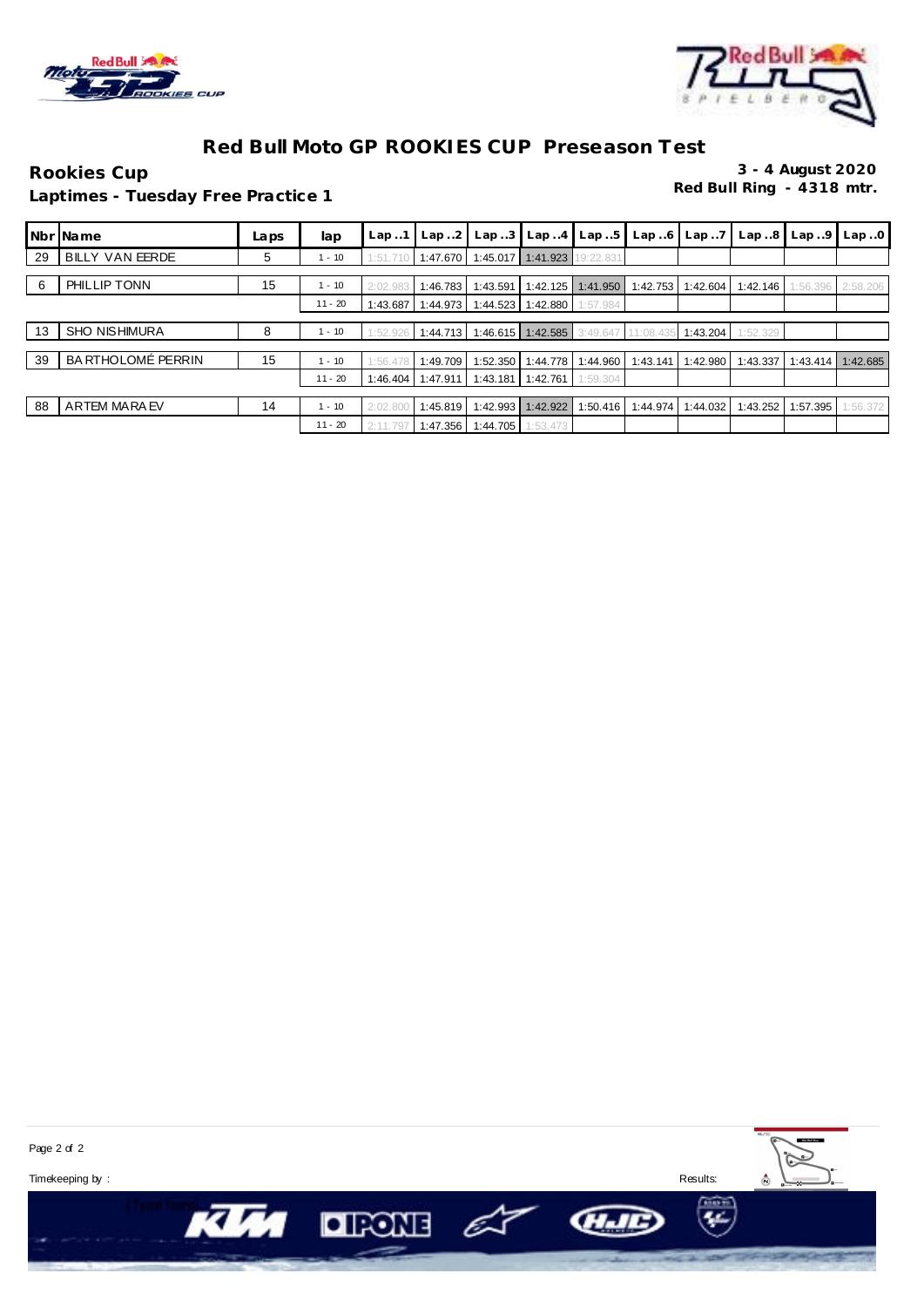# Red Bull Moto GP ROOKIES CUP Preseason Test

**Rookies Cup**

**Laptimes - Tuesday Free Practice 1**

**3 - 4 August 2020**

**Red Bull Ring - 4318 mtr.**

| Nbr | Name | Laps | lap | Lap..1 | Lap..2 | Lap..3 | Lap..4 | Lap..5 | Lap..6 | Lap..7 | Lap..8 | Lap..9 | Lap..0 |
|---|---|---|---|---|---|---|---|---|---|---|---|---|---|
| 29 | BILLY VAN EERDE | 5 | 1 - 10 | 1:51.710 | 1:47.670 | 1:45.017 | 1:41.923 | 19:22.831 | | | | | |
| 6 | PHILLIP TONN | 15 | 1 - 10 | 2:02.983 | 1:46.783 | 1:43.591 | 1:42.125 | 1:41.950 | 1:42.753 | 1:42.604 | 1:42.146 | 1:56.396 | 2:58.206 |
| | | | 11 - 20 | 1:43.687 | 1:44.973 | 1:44.523 | 1:42.880 | 1:57.984 | | | | | |
| 13 | SHO NISHIMURA | 8 | 1 - 10 | 1:52.926 | 1:44.713 | 1:46.615 | 1:42.585 | 3:49.647 | 11:08.435 | 1:43.204 | 1:52.329 | | |
| 39 | BARTHOLOMÉ PERRIN | 15 | 1 - 10 | 1:56.478 | 1:49.709 | 1:52.350 | 1:44.778 | 1:44.960 | 1:43.141 | 1:42.980 | 1:43.337 | 1:43.414 | 1:42.685 |
| | | | 11 - 20 | 1:46.404 | 1:47.911 | 1:43.181 | 1:42.761 | 1:59.304 | | | | | |
| 88 | ARTEM MARAEV | 14 | 1 - 10 | 2:02.800 | 1:45.819 | 1:42.993 | 1:42.922 | 1:50.416 | 1:44.974 | 1:44.032 | 1:43.252 | 1:57.395 | 1:56.372 |
| | | | 11 - 20 | 2:11.797 | 1:47.356 | 1:44.705 | 1:53.473 | | | | | | |

Timekeeping by :

Results: